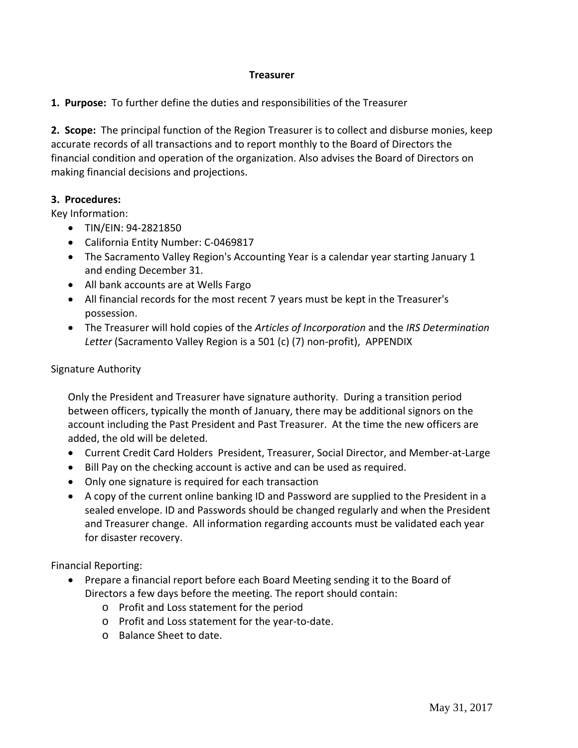# Treasurer

**1. Purpose:** To further define the duties and responsibilities of the Treasurer

**2. Scope:** The principal function of the Region Treasurer is to collect and disburse monies, keep accurate records of all transactions and to report monthly to the Board of Directors the financial condition and operation of the organization. Also advises the Board of Directors on making financial decisions and projections.

**3. Procedures:**

Key Information:

- TIN/EIN: 94-2821850
- California Entity Number: C-0469817
- The Sacramento Valley Region's Accounting Year is a calendar year starting January 1 and ending December 31.
- All bank accounts are at Wells Fargo
- All financial records for the most recent 7 years must be kept in the Treasurer's possession.
- The Treasurer will hold copies of the *Articles of Incorporation* and the *IRS Determination Letter* (Sacramento Valley Region is a 501 (c) (7) non-profit), APPENDIX

Signature Authority

Only the President and Treasurer have signature authority. During a transition period between officers, typically the month of January, there may be additional signors on the account including the Past President and Past Treasurer. At the time the new officers are added, the old will be deleted.

- Current Credit Card Holders President, Treasurer, Social Director, and Member-at-Large
- Bill Pay on the checking account is active and can be used as required.
- Only one signature is required for each transaction
- A copy of the current online banking ID and Password are supplied to the President in a sealed envelope. ID and Passwords should be changed regularly and when the President and Treasurer change. All information regarding accounts must be validated each year for disaster recovery.

Financial Reporting:

- Prepare a financial report before each Board Meeting sending it to the Board of Directors a few days before the meeting. The report should contain:
  - Profit and Loss statement for the period
  - Profit and Loss statement for the year-to-date.
  - Balance Sheet to date.

May 31, 2017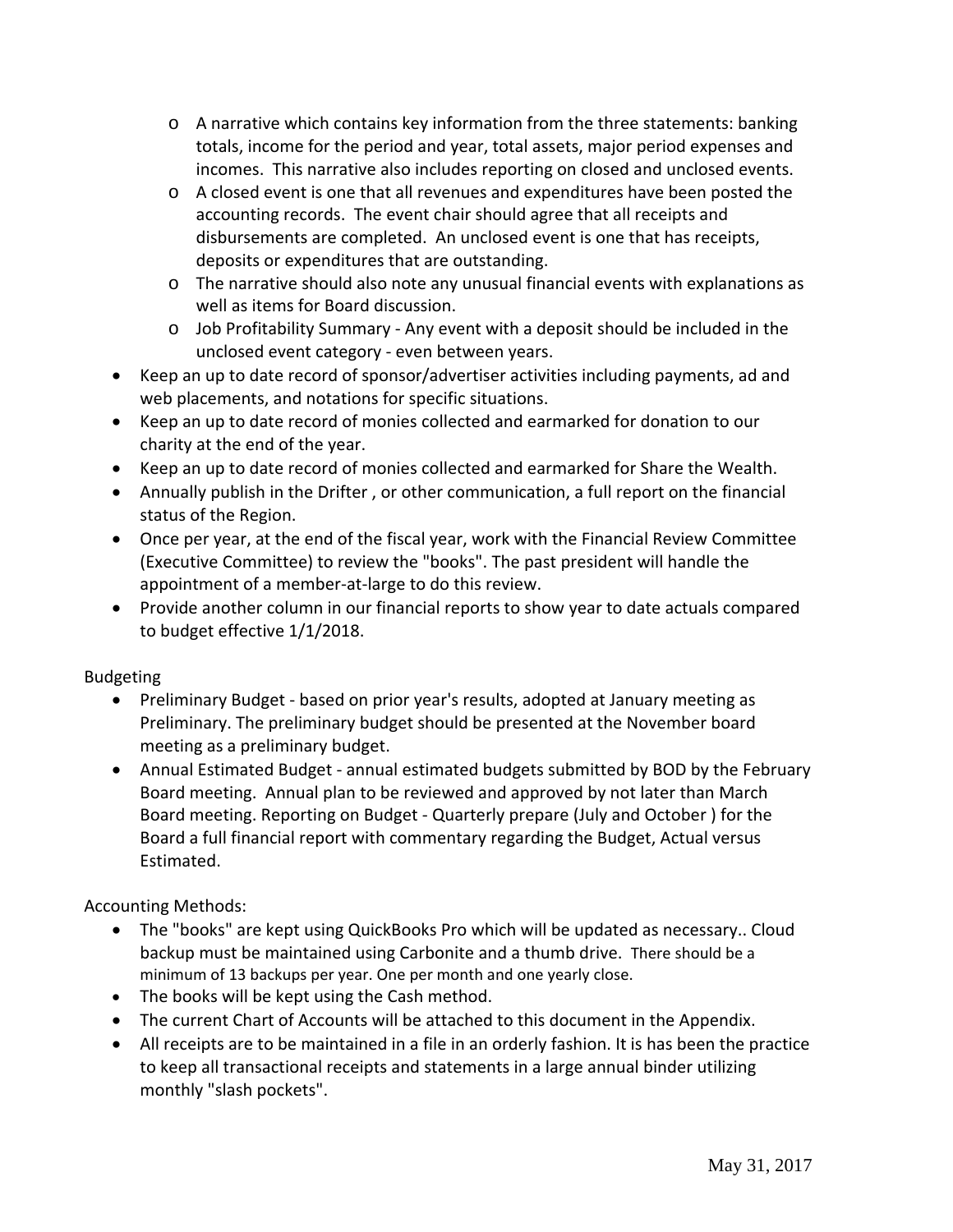- A narrative which contains key information from the three statements: banking totals, income for the period and year, total assets, major period expenses and incomes. This narrative also includes reporting on closed and unclosed events.
  - A closed event is one that all revenues and expenditures have been posted the accounting records. The event chair should agree that all receipts and disbursements are completed. An unclosed event is one that has receipts, deposits or expenditures that are outstanding.
  - The narrative should also note any unusual financial events with explanations as well as items for Board discussion.
  - Job Profitability Summary - Any event with a deposit should be included in the unclosed event category - even between years.
- Keep an up to date record of sponsor/advertiser activities including payments, ad and web placements, and notations for specific situations.
- Keep an up to date record of monies collected and earmarked for donation to our charity at the end of the year.
- Keep an up to date record of monies collected and earmarked for Share the Wealth.
- Annually publish in the Drifter , or other communication, a full report on the financial status of the Region.
- Once per year, at the end of the fiscal year, work with the Financial Review Committee (Executive Committee) to review the "books". The past president will handle the appointment of a member-at-large to do this review.
- Provide another column in our financial reports to show year to date actuals compared to budget effective 1/1/2018.

Budgeting

- Preliminary Budget - based on prior year's results, adopted at January meeting as Preliminary. The preliminary budget should be presented at the November board meeting as a preliminary budget.
- Annual Estimated Budget - annual estimated budgets submitted by BOD by the February Board meeting. Annual plan to be reviewed and approved by not later than March Board meeting. Reporting on Budget - Quarterly prepare (July and October ) for the Board a full financial report with commentary regarding the Budget, Actual versus Estimated.

Accounting Methods:

- The "books" are kept using QuickBooks Pro which will be updated as necessary.. Cloud backup must be maintained using Carbonite and a thumb drive. There should be a minimum of 13 backups per year. One per month and one yearly close.
- The books will be kept using the Cash method.
- The current Chart of Accounts will be attached to this document in the Appendix.
- All receipts are to be maintained in a file in an orderly fashion. It is has been the practice to keep all transactional receipts and statements in a large annual binder utilizing monthly "slash pockets".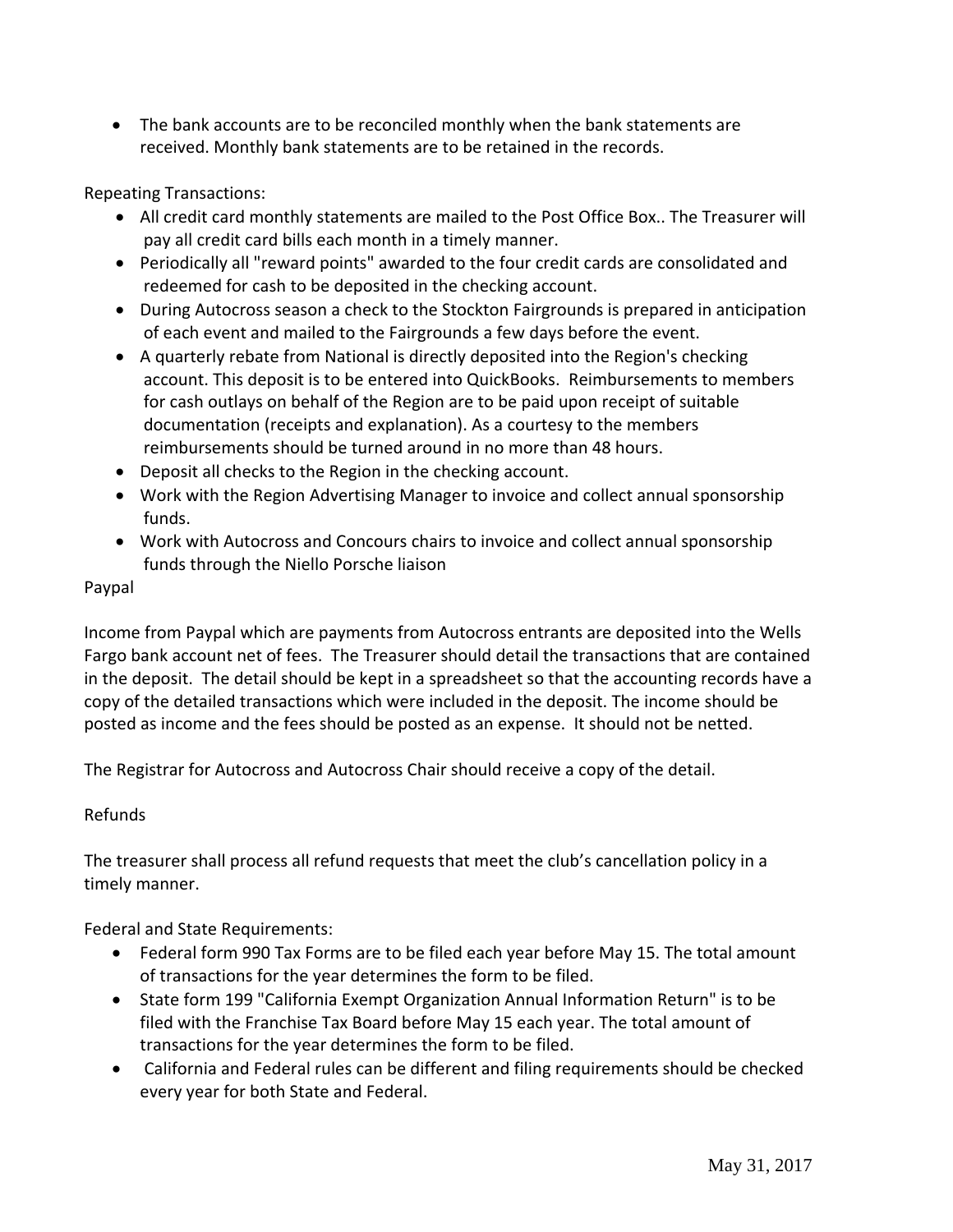- The bank accounts are to be reconciled monthly when the bank statements are received. Monthly bank statements are to be retained in the records.

Repeating Transactions:

- All credit card monthly statements are mailed to the Post Office Box.. The Treasurer will pay all credit card bills each month in a timely manner.
- Periodically all "reward points" awarded to the four credit cards are consolidated and redeemed for cash to be deposited in the checking account.
- During Autocross season a check to the Stockton Fairgrounds is prepared in anticipation of each event and mailed to the Fairgrounds a few days before the event.
- A quarterly rebate from National is directly deposited into the Region's checking account. This deposit is to be entered into QuickBooks. Reimbursements to members for cash outlays on behalf of the Region are to be paid upon receipt of suitable documentation (receipts and explanation). As a courtesy to the members reimbursements should be turned around in no more than 48 hours.
- Deposit all checks to the Region in the checking account.
- Work with the Region Advertising Manager to invoice and collect annual sponsorship funds.
- Work with Autocross and Concours chairs to invoice and collect annual sponsorship funds through the Niello Porsche liaison

Paypal

Income from Paypal which are payments from Autocross entrants are deposited into the Wells Fargo bank account net of fees. The Treasurer should detail the transactions that are contained in the deposit. The detail should be kept in a spreadsheet so that the accounting records have a copy of the detailed transactions which were included in the deposit. The income should be posted as income and the fees should be posted as an expense. It should not be netted.

The Registrar for Autocross and Autocross Chair should receive a copy of the detail.

Refunds

The treasurer shall process all refund requests that meet the club's cancellation policy in a timely manner.

Federal and State Requirements:

- Federal form 990 Tax Forms are to be filed each year before May 15. The total amount of transactions for the year determines the form to be filed.
- State form 199 "California Exempt Organization Annual Information Return" is to be filed with the Franchise Tax Board before May 15 each year. The total amount of transactions for the year determines the form to be filed.
- California and Federal rules can be different and filing requirements should be checked every year for both State and Federal.

May 31, 2017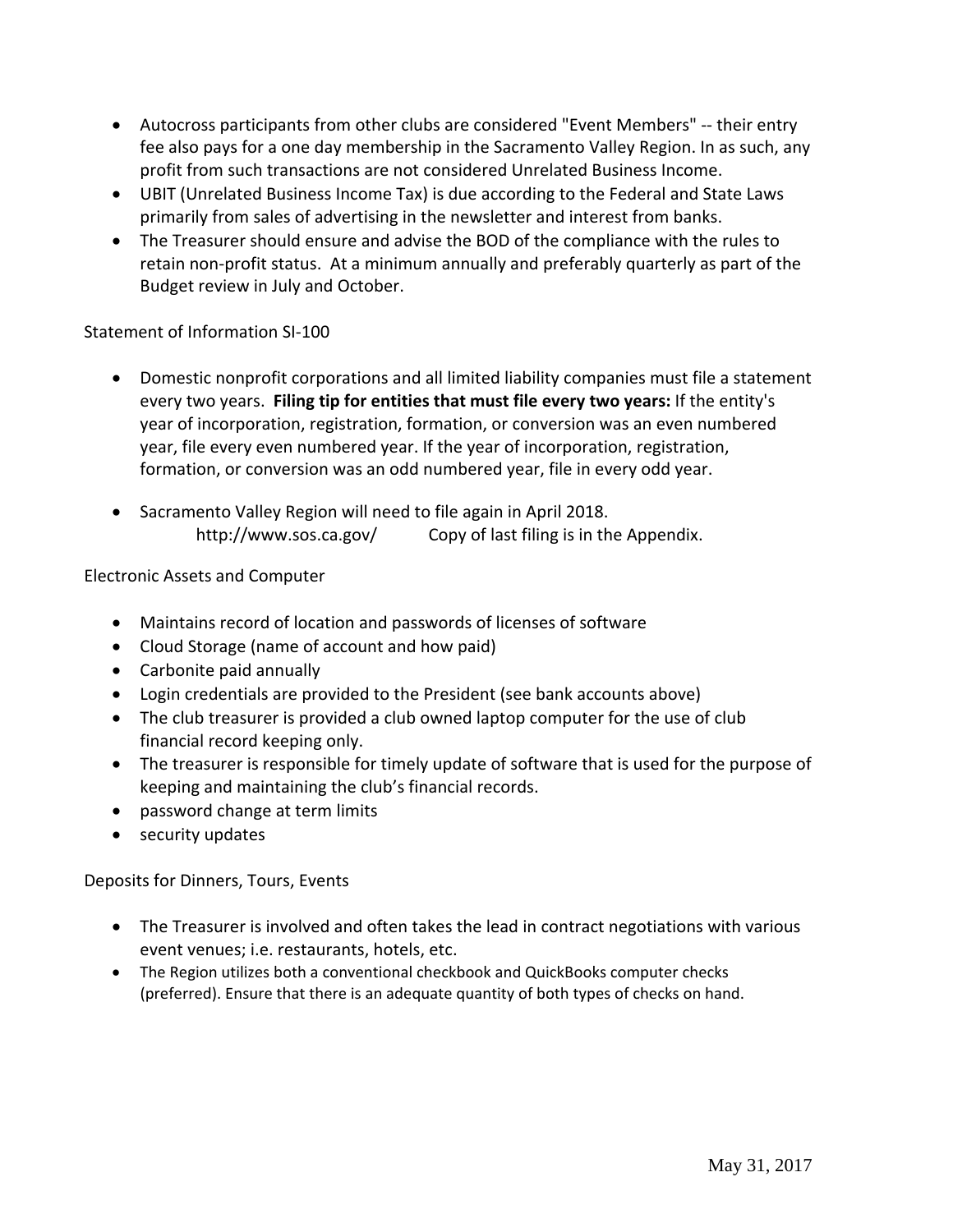- Autocross participants from other clubs are considered "Event Members" -- their entry fee also pays for a one day membership in the Sacramento Valley Region. In as such, any profit from such transactions are not considered Unrelated Business Income.
- UBIT (Unrelated Business Income Tax) is due according to the Federal and State Laws primarily from sales of advertising in the newsletter and interest from banks.
- The Treasurer should ensure and advise the BOD of the compliance with the rules to retain non-profit status. At a minimum annually and preferably quarterly as part of the Budget review in July and October.

Statement of Information SI-100

- Domestic nonprofit corporations and all limited liability companies must file a statement every two years. **Filing tip for entities that must file every two years:** If the entity's year of incorporation, registration, formation, or conversion was an even numbered year, file every even numbered year. If the year of incorporation, registration, formation, or conversion was an odd numbered year, file in every odd year.

- Sacramento Valley Region will need to file again in April 2018.
  http://www.sos.ca.gov/ Copy of last filing is in the Appendix.

Electronic Assets and Computer

- Maintains record of location and passwords of licenses of software
- Cloud Storage (name of account and how paid)
- Carbonite paid annually
- Login credentials are provided to the President (see bank accounts above)
- The club treasurer is provided a club owned laptop computer for the use of club financial record keeping only.
- The treasurer is responsible for timely update of software that is used for the purpose of keeping and maintaining the club's financial records.
- password change at term limits
- security updates

Deposits for Dinners, Tours, Events

- The Treasurer is involved and often takes the lead in contract negotiations with various event venues; i.e. restaurants, hotels, etc.
- The Region utilizes both a conventional checkbook and QuickBooks computer checks (preferred). Ensure that there is an adequate quantity of both types of checks on hand.

May 31, 2017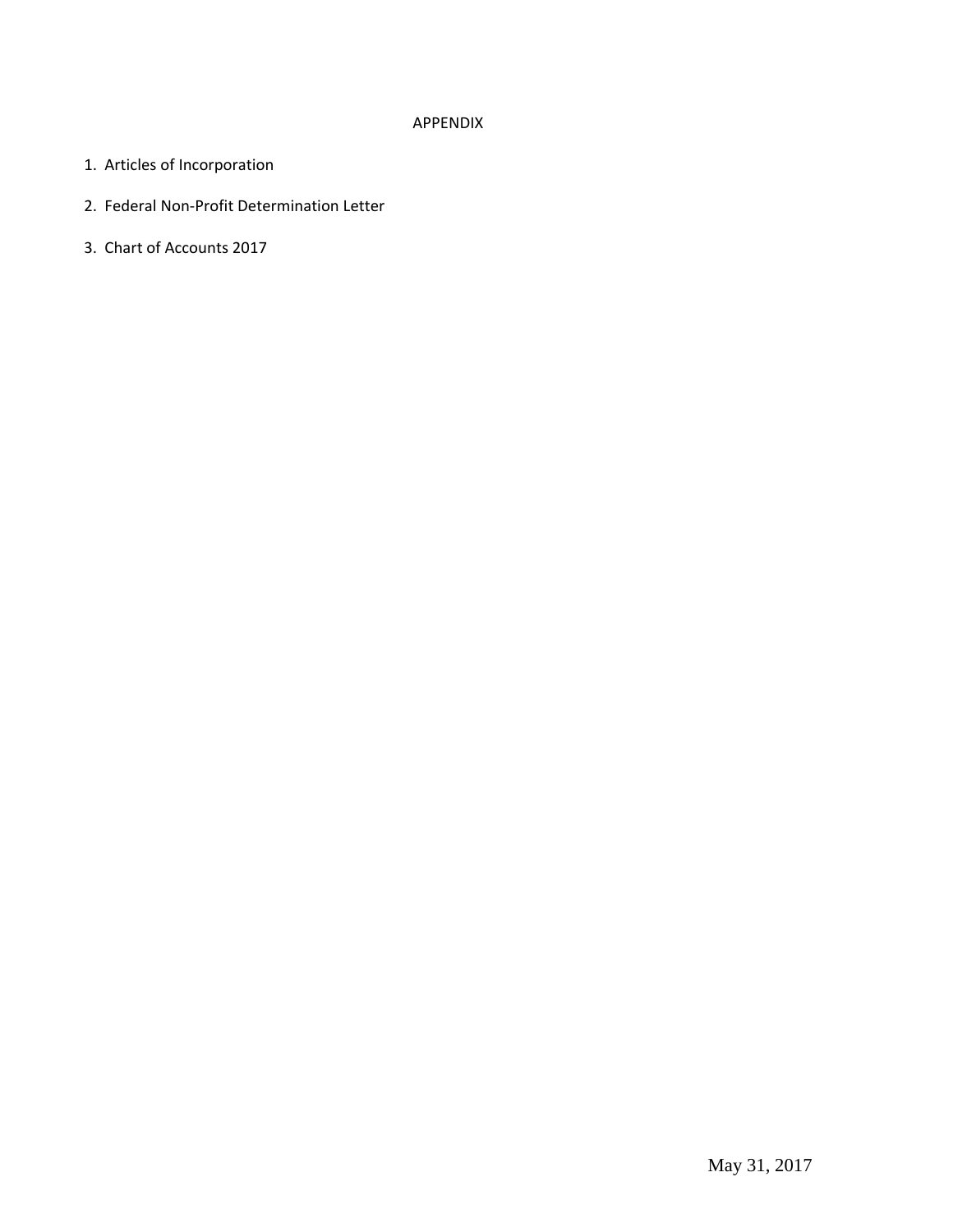# APPENDIX

1. Articles of Incorporation
2. Federal Non-Profit Determination Letter
3. Chart of Accounts 2017

May 31, 2017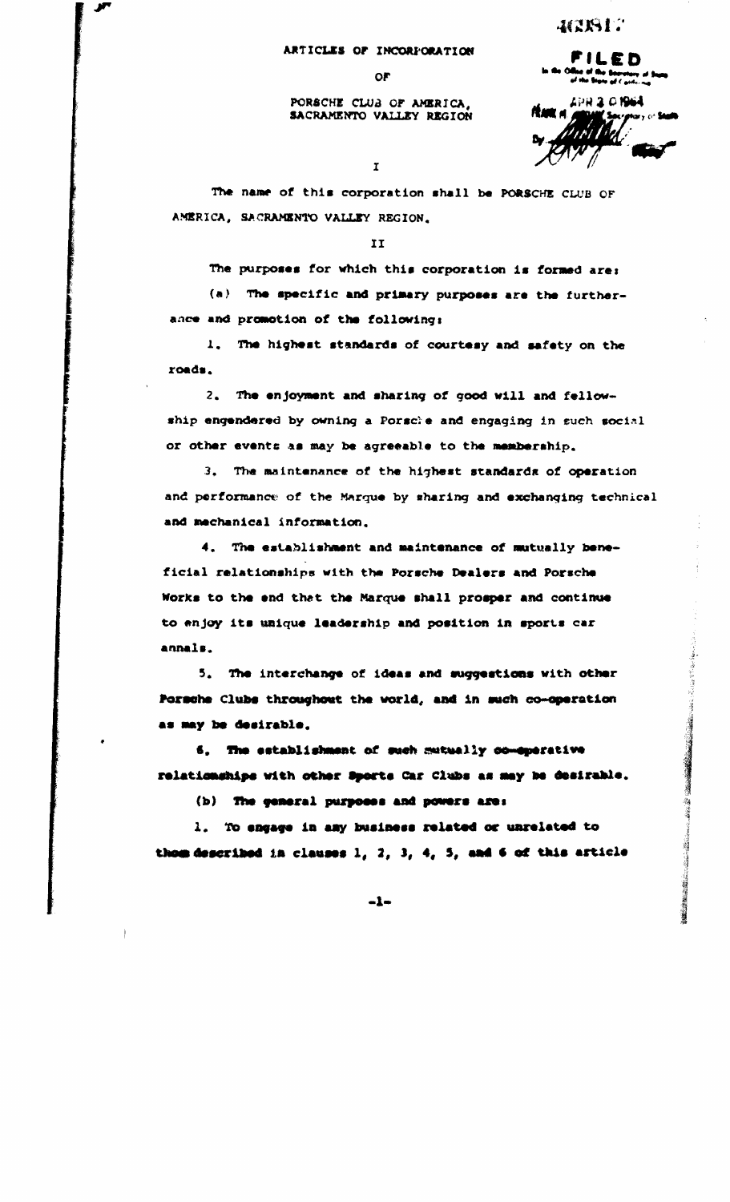462817

**FILED**
In the Office of the Secretary of State
of the State of California

APR 30 1964

FRANK M. JORDAN, Secretary of State

By

# ARTICLES OF INCORPORATION

OF

PORSCHE CLUB OF AMERICA,
SACRAMENTO VALLEY REGION

I

The name of this corporation shall be PORSCHE CLUB OF AMERICA, SACRAMENTO VALLEY REGION.

II

The purposes for which this corporation is formed are:

(a) The specific and primary purposes are the furtherance and promotion of the following:

1. The highest standards of courtesy and safety on the roads.

2. The enjoyment and sharing of good will and fellowship engendered by owning a Porsche and engaging in such social or other events as may be agreeable to the membership.

3. The maintenance of the highest standards of operation and performance of the Marque by sharing and exchanging technical and mechanical information.

4. The establishment and maintenance of mutually beneficial relationships with the Porsche Dealers and Porsche Works to the end that the Marque shall prosper and continue to enjoy its unique leadership and position in sports car annals.

5. The interchange of ideas and suggestions with other Porsche Clubs throughout the world, and in such co-operation as may be desirable.

6. The establishment of such mutually co-operative relationships with other Sports Car Clubs as may be desirable.

(b) The general purposes and powers are:

1. To engage in any business related or unrelated to those described in clauses 1, 2, 3, 4, 5, and 6 of this article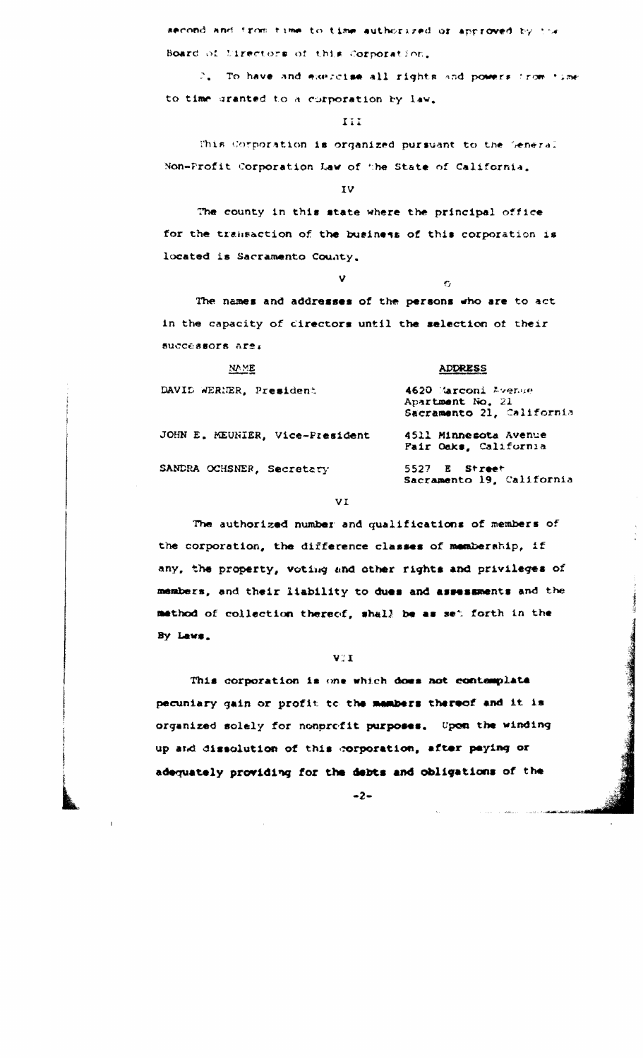second and from time to time authorized or approved by the Board of Directors of this Corporation.

2. To have and exercise all rights and powers from time to time granted to a corporation by law.

III

This Corporation is organized pursuant to the General Non-Profit Corporation Law of the State of California.

IV

The county in this state where the principal office for the transaction of the business of this corporation is located is Sacramento County.

V

The names and addresses of the persons who are to act in the capacity of directors until the selection of their successors are:

| NAME | ADDRESS |
|---|---|
| DAVID WERNER, President | 4620 Marconi Avenue<br>Apartment No. 21<br>Sacramento 21, California |
| JOHN E. MEUNIER, Vice-President | 4511 Minnesota Avenue<br>Fair Oaks, California |
| SANDRA OCHSNER, Secretary | 5527 E Street<br>Sacramento 19, California |

VI

The authorized number and qualifications of members of the corporation, the difference classes of membership, if any, the property, voting and other rights and privileges of members, and their liability to dues and assessments and the method of collection thereof, shall be as set forth in the By Laws.

VII

This corporation is one which does not contemplate pecuniary gain or profit to the members thereof and it is organized solely for nonprofit purposes. Upon the winding up and dissolution of this corporation, after paying or adequately providing for the debts and obligations of the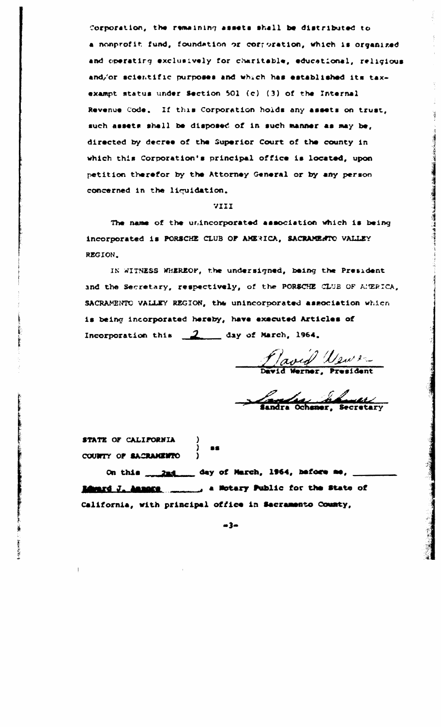Corporation, the remaining assets shall be distributed to a nonprofit fund, foundation or corporation, which is organized and operating exclusively for charitable, educational, religious and/or scientific purposes and which has established its tax-exampt status under Section 501 (c) (3) of the Internal Revenue Code. If this Corporation holds any assets on trust, such assets shall be disposed of in such manner as may be, directed by decree of the Superior Court of the county in which this Corporation's principal office is located, upon petition therefor by the Attorney General or by any person concerned in the liquidation.

VIII

The name of the unincorporated association which is being incorporated is PORSCHE CLUB OF AMERICA, SACRAMENTO VALLEY REGION.

IN WITNESS WHEREOF, the undersigned, being the President and the Secretary, respectively, of the PORSCHE CLUB OF AMERICA, SACRAMENTO VALLEY REGION, the unincorporated association which is being incorporated hereby, have executed Articles of Incorporation this 2 day of March, 1964.

David Werner, President

Sandra Ochsner, Secretary

STATE OF CALIFORNIA )
) ss
COUNTY OF SACRAMENTO )

On this 2nd day of March, 1964, before me, Edward J. Amaora, a Notary Public for the State of California, with principal office in Sacramento County,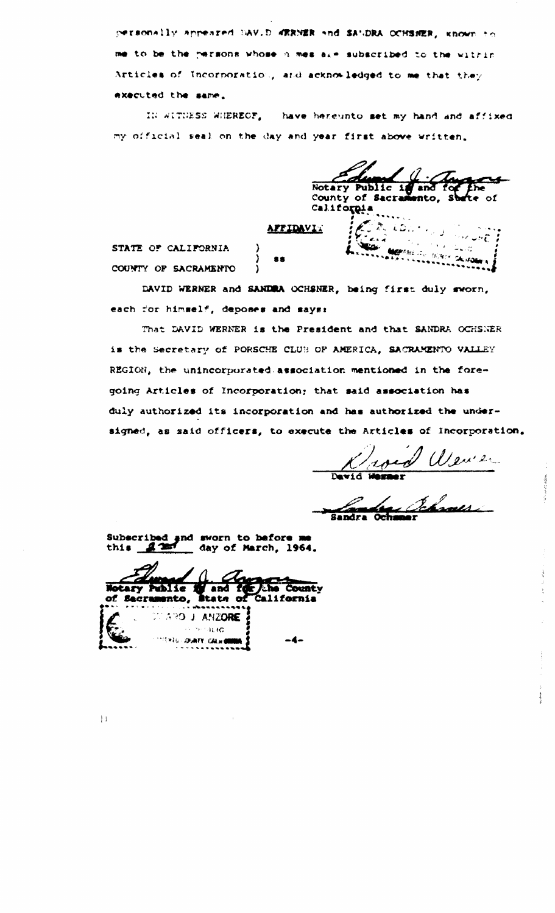personally appeared DAVID WERNER and SANDRA OCHSNER, known to me to be the persons whose names are subscribed to the within Articles of Incorporation, and acknowledged to me that they executed the same.

IN WITNESS WHEREOF, I have hereunto set my hand and affixed my official seal on the day and year first above written.

Edward J. Anzore
Notary Public in and for the County of Sacramento, State of California

## AFFIDAVIT

STATE OF CALIFORNIA )
) ss
COUNTY OF SACRAMENTO )

DAVID WERNER and SANDRA OCHSNER, being first duly sworn, each for himself, deposes and says:

That DAVID WERNER is the President and that SANDRA OCHSNER is the Secretary of PORSCHE CLUB OF AMERICA, SACRAMENTO VALLEY REGION, the unincorporated association mentioned in the foregoing Articles of Incorporation; that said association has duly authorized its incorporation and has authorized the undersigned, as said officers, to execute the Articles of Incorporation.

David Werner
David Werner

Sandra Ochsner
Sandra Ochsner

Subscribed and sworn to before me this 2nd day of March, 1964.

Edward J. Anzore
Notary Public in and for the County of Sacramento, State of California

EDWARD J. ANZORE
NOTARY PUBLIC
SACRAMENTO COUNTY CALIFORNIA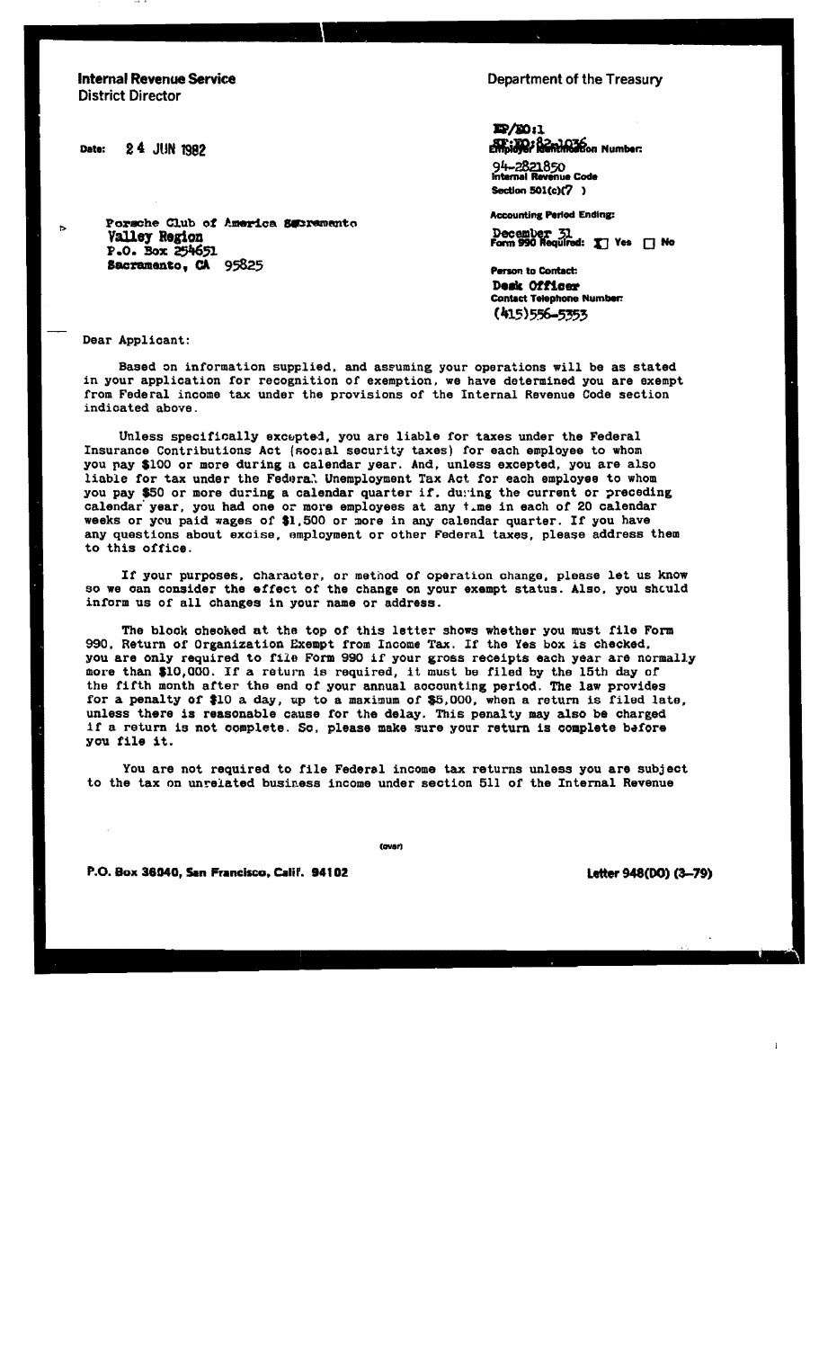**Internal Revenue Service**
**District Director**

**Department of the Treasury**

**Date:** 24 JUN 1982

EP/EO:1
SF:EO:82-1036
**Employer Identification Number:**
94-2821850
**Internal Revenue Code Section 501(c)(7 )**

**Accounting Period Ending:**
December 31
**Form 990 Required:** [X] Yes [ ] No

**Person to Contact:**
Desk Officer
**Contact Telephone Number:**
(415)556-5353

Porsche Club of America Sacramento
Valley Region
P.O. Box 254651
Sacramento, CA 95825

Dear Applicant:

Based on information supplied, and assuming your operations will be as stated in your application for recognition of exemption, we have determined you are exempt from Federal income tax under the provisions of the Internal Revenue Code section indicated above.

Unless specifically excepted, you are liable for taxes under the Federal Insurance Contributions Act (social security taxes) for each employee to whom you pay $100 or more during a calendar year. And, unless excepted, you are also liable for tax under the Federal Unemployment Tax Act for each employee to whom you pay $50 or more during a calendar quarter if, during the current or preceding calendar year, you had one or more employees at any time in each of 20 calendar weeks or you paid wages of $1,500 or more in any calendar quarter. If you have any questions about excise, employment or other Federal taxes, please address them to this office.

If your purposes, character, or method of operation change, please let us know so we can consider the effect of the change on your exempt status. Also, you should inform us of all changes in your name or address.

The block checked at the top of this letter shows whether you must file Form 990, Return of Organization Exempt from Income Tax. If the Yes box is checked, you are only required to file Form 990 if your gross receipts each year are normally more than $10,000. If a return is required, it must be filed by the 15th day of the fifth month after the end of your annual accounting period. The law provides for a penalty of $10 a day, up to a maximum of $5,000, when a return is filed late, unless there is reasonable cause for the delay. This penalty may also be charged if a return is not complete. So, please make sure your return is complete before you file it.

You are not required to file Federal income tax returns unless you are subject to the tax on unrelated business income under section 511 of the Internal Revenue

(over)

P.O. Box 36040, San Francisco, Calif. 94102

Letter 948(DO) (3-79)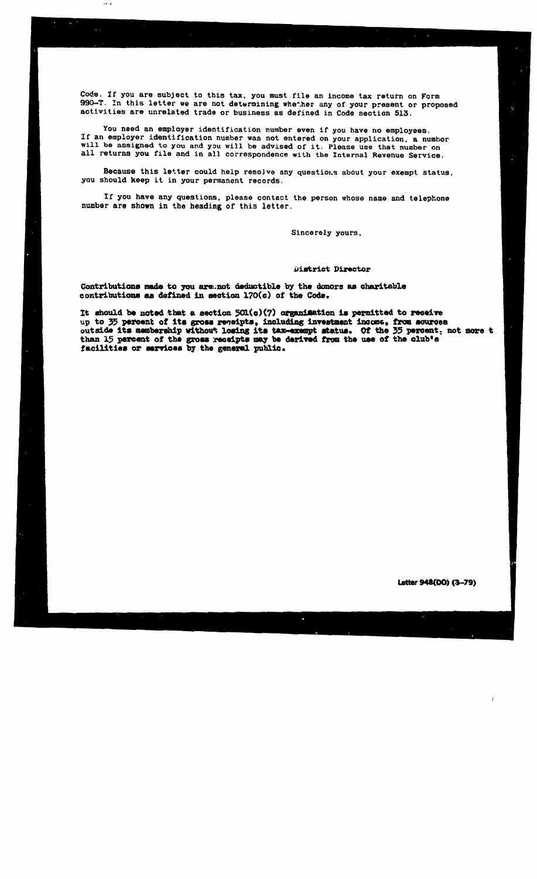Code. If you are subject to this tax, you must file an income tax return on Form 990-T. In this letter we are not determining whether any of your present or proposed activities are unrelated trade or business as defined in Code section 513.

You need an employer identification number even if you have no employees. If an employer identification number was not entered on your application, a number will be assigned to you and you will be advised of it. Please use that number on all returns you file and in all correspondence with the Internal Revenue Service.

Because this letter could help resolve any questions about your exempt status, you should keep it in your permanent records.

If you have any questions, please contact the person whose name and telephone number are shown in the heading of this letter.

Sincerely yours,

District Director

**Contributions made to you are not deductible by the donors as charitable contributions as defined in section 170(c) of the Code.**

**It should be noted that a section 501(c)(7) organization is permitted to receive up to 35 percent of its gross receipts, including investment income, from sources outside its membership without losing its tax-exempt status. Of the 35 percent, not more than 15 percent of the gross receipts may be derived from the use of the club's facilities or services by the general public.**

Letter 948(DO) (3-79)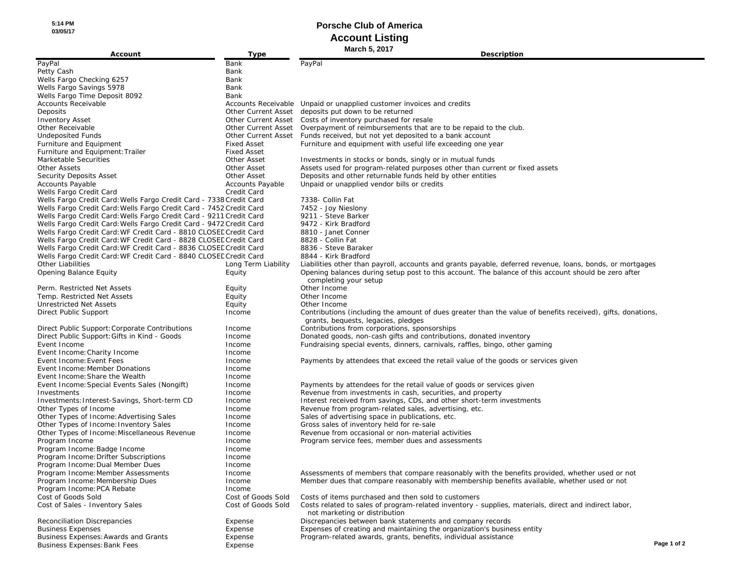# Porsche Club of America

## Account Listing

**March 5, 2017**

| Account | Type | Description |
|---|---|---|
| PayPal | Bank | PayPal |
| Petty Cash | Bank | |
| Wells Fargo Checking 6257 | Bank | |
| Wells Fargo Savings 5978 | Bank | |
| Wells Fargo Time Deposit 8092 | Bank | |
| Accounts Receivable | Accounts Receivable | Unpaid or unapplied customer invoices and credits |
| Deposits | Other Current Asset | deposits put down to be returned |
| Inventory Asset | Other Current Asset | Costs of inventory purchased for resale |
| Other Receivable | Other Current Asset | Overpayment of reimbursements that are to be repaid to the club. |
| Undeposited Funds | Other Current Asset | Funds received, but not yet deposited to a bank account |
| Furniture and Equipment | Fixed Asset | Furniture and equipment with useful life exceeding one year |
| Furniture and Equipment:Trailer | Fixed Asset | |
| Marketable Securities | Other Asset | Investments in stocks or bonds, singly or in mutual funds |
| Other Assets | Other Asset | Assets used for program-related purposes other than current or fixed assets |
| Security Deposits Asset | Other Asset | Deposits and other returnable funds held by other entities |
| Accounts Payable | Accounts Payable | Unpaid or unapplied vendor bills or credits |
| Wells Fargo Credit Card | Credit Card | |
| Wells Fargo Credit Card:Wells Fargo Credit Card - 7338 | Credit Card | 7338- Collin Fat |
| Wells Fargo Credit Card:Wells Fargo Credit Card - 7452 | Credit Card | 7452 - Joy Nieslony |
| Wells Fargo Credit Card:Wells Fargo Credit Card - 9211 | Credit Card | 9211 - Steve Barker |
| Wells Fargo Credit Card:Wells Fargo Credit Card - 9472 | Credit Card | 9472 - Kirk Bradford |
| Wells Fargo Credit Card:WF Credit Card - 8810 CLOSED | Credit Card | 8810 - Janet Conner |
| Wells Fargo Credit Card:WF Credit Card - 8828 CLOSED | Credit Card | 8828 - Collin Fat |
| Wells Fargo Credit Card:WF Credit Card - 8836 CLOSED | Credit Card | 8836 - Steve Baraker |
| Wells Fargo Credit Card:WF Credit Card - 8840 CLOSED | Credit Card | 8844 - Kirk Bradford |
| Other Liabilities | Long Term Liability | Liabilities other than payroll, accounts and grants payable, deferred revenue, loans, bonds, or mortgages |
| Opening Balance Equity | Equity | Opening balances during setup post to this account. The balance of this account should be zero after completing your setup |
| Perm. Restricted Net Assets | Equity | Other Income |
| Temp. Restricted Net Assets | Equity | Other Income |
| Unrestricted Net Assets | Equity | Other Income |
| Direct Public Support | Income | Contributions (including the amount of dues greater than the value of benefits received), gifts, donations, grants, bequests, legacies, pledges |
| Direct Public Support:Corporate Contributions | Income | Contributions from corporations, sponsorships |
| Direct Public Support:Gifts in Kind - Goods | Income | Donated goods, non-cash gifts and contributions, donated inventory |
| Event Income | Income | Fundraising special events, dinners, carnivals, raffles, bingo, other gaming |
| Event Income:Charity Income | Income | |
| Event Income:Event Fees | Income | Payments by attendees that exceed the retail value of the goods or services given |
| Event Income:Member Donations | Income | |
| Event Income:Share the Wealth | Income | |
| Event Income:Special Events Sales (Nongift) | Income | Payments by attendees for the retail value of goods or services given |
| Investments | Income | Revenue from investments in cash, securities, and property |
| Investments:Interest-Savings, Short-term CD | Income | Interest received from savings, CDs, and other short-term investments |
| Other Types of Income | Income | Revenue from program-related sales, advertising, etc. |
| Other Types of Income:Advertising Sales | Income | Sales of advertising space in publications, etc. |
| Other Types of Income:Inventory Sales | Income | Gross sales of inventory held for re-sale |
| Other Types of Income:Miscellaneous Revenue | Income | Revenue from occasional or non-material activities |
| Program Income | Income | Program service fees, member dues and assessments |
| Program Income:Badge Income | Income | |
| Program Income:Drifter Subscriptions | Income | |
| Program Income:Dual Member Dues | Income | |
| Program Income:Member Assessments | Income | Assessments of members that compare reasonably with the benefits provided, whether used or not |
| Program Income:Membership Dues | Income | Member dues that compare reasonably with membership benefits available, whether used or not |
| Program Income:PCA Rebate | Income | |
| Cost of Goods Sold | Cost of Goods Sold | Costs of items purchased and then sold to customers |
| Cost of Sales - Inventory Sales | Cost of Goods Sold | Costs related to sales of program-related inventory - supplies, materials, direct and indirect labor, not marketing or distribution |
| Reconciliation Discrepancies | Expense | Discrepancies between bank statements and company records |
| Business Expenses | Expense | Expenses of creating and maintaining the organization's business entity |
| Business Expenses:Awards and Grants | Expense | Program-related awards, grants, benefits, individual assistance |
| Business Expenses:Bank Fees | Expense | |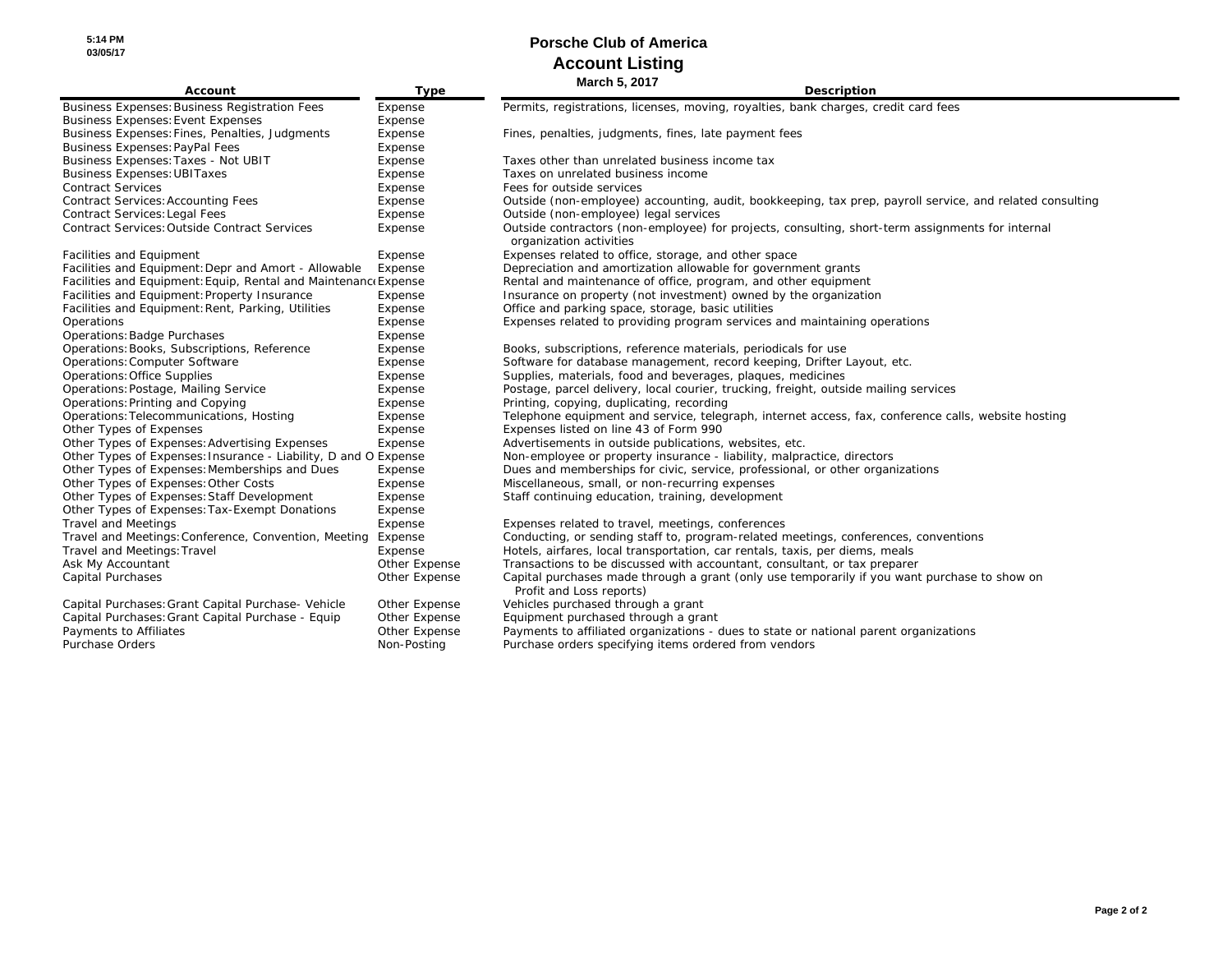# Porsche Club of America

## Account Listing

**March 5, 2017**

| Account | Type | Description |
|---|---|---|
| Business Expenses:Business Registration Fees | Expense | Permits, registrations, licenses, moving, royalties, bank charges, credit card fees |
| Business Expenses:Event Expenses | Expense | |
| Business Expenses:Fines, Penalties, Judgments | Expense | Fines, penalties, judgments, fines, late payment fees |
| Business Expenses:PayPal Fees | Expense | |
| Business Expenses:Taxes - Not UBIT | Expense | Taxes other than unrelated business income tax |
| Business Expenses:UBITaxes | Expense | Taxes on unrelated business income |
| Contract Services | Expense | Fees for outside services |
| Contract Services:Accounting Fees | Expense | Outside (non-employee) accounting, audit, bookkeeping, tax prep, payroll service, and related consulting |
| Contract Services:Legal Fees | Expense | Outside (non-employee) legal services |
| Contract Services:Outside Contract Services | Expense | Outside contractors (non-employee) for projects, consulting, short-term assignments for internal organization activities |
| Facilities and Equipment | Expense | Expenses related to office, storage, and other space |
| Facilities and Equipment:Depr and Amort - Allowable | Expense | Depreciation and amortization allowable for government grants |
| Facilities and Equipment:Equip, Rental and Maintenanc | Expense | Rental and maintenance of office, program, and other equipment |
| Facilities and Equipment:Property Insurance | Expense | Insurance on property (not investment) owned by the organization |
| Facilities and Equipment:Rent, Parking, Utilities | Expense | Office and parking space, storage, basic utilities |
| Operations | Expense | Expenses related to providing program services and maintaining operations |
| Operations:Badge Purchases | Expense | |
| Operations:Books, Subscriptions, Reference | Expense | Books, subscriptions, reference materials, periodicals for use |
| Operations:Computer Software | Expense | Software for database management, record keeping, Drifter Layout, etc. |
| Operations:Office Supplies | Expense | Supplies, materials, food and beverages, plaques, medicines |
| Operations:Postage, Mailing Service | Expense | Postage, parcel delivery, local courier, trucking, freight, outside mailing services |
| Operations:Printing and Copying | Expense | Printing, copying, duplicating, recording |
| Operations:Telecommunications, Hosting | Expense | Telephone equipment and service, telegraph, internet access, fax, conference calls, website hosting |
| Other Types of Expenses | Expense | Expenses listed on line 43 of Form 990 |
| Other Types of Expenses:Advertising Expenses | Expense | Advertisements in outside publications, websites, etc. |
| Other Types of Expenses:Insurance - Liability, D and O | Expense | Non-employee or property insurance - liability, malpractice, directors |
| Other Types of Expenses:Memberships and Dues | Expense | Dues and memberships for civic, service, professional, or other organizations |
| Other Types of Expenses:Other Costs | Expense | Miscellaneous, small, or non-recurring expenses |
| Other Types of Expenses:Staff Development | Expense | Staff continuing education, training, development |
| Other Types of Expenses:Tax-Exempt Donations | Expense | |
| Travel and Meetings | Expense | Expenses related to travel, meetings, conferences |
| Travel and Meetings:Conference, Convention, Meeting | Expense | Conducting, or sending staff to, program-related meetings, conferences, conventions |
| Travel and Meetings:Travel | Expense | Hotels, airfares, local transportation, car rentals, taxis, per diems, meals |
| Ask My Accountant | Other Expense | Transactions to be discussed with accountant, consultant, or tax preparer |
| Capital Purchases | Other Expense | Capital purchases made through a grant (only use temporarily if you want purchase to show on Profit and Loss reports) |
| Capital Purchases:Grant Capital Purchase- Vehicle | Other Expense | Vehicles purchased through a grant |
| Capital Purchases:Grant Capital Purchase - Equip | Other Expense | Equipment purchased through a grant |
| Payments to Affiliates | Other Expense | Payments to affiliated organizations - dues to state or national parent organizations |
| Purchase Orders | Non-Posting | Purchase orders specifying items ordered from vendors |